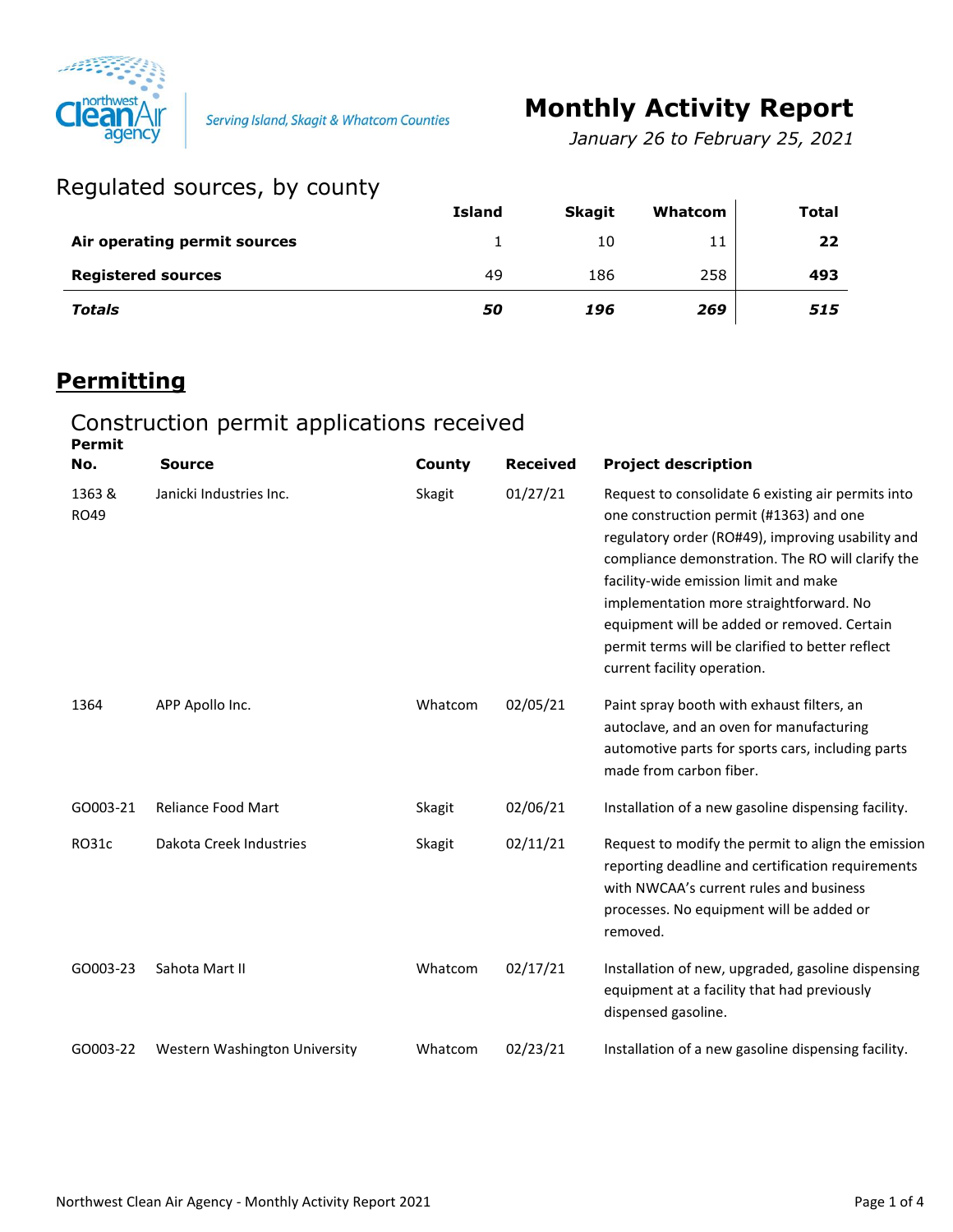Serving Island, Skagit & Whatcom Counties

# Monthly Activity Report

*January 26 to February 25, 2021*

## Regulated sources, by county

| | Island | Skagit | Whatcom | Total |
|---|---|---|---|---|
| **Air operating permit sources** | 1 | 10 | 11 | **22** |
| **Registered sources** | 49 | 186 | 258 | **493** |
| ***Totals*** | ***50*** | ***196*** | ***269*** | ***515*** |

# Permitting

## Construction permit applications received

| Permit No. | Source | County | Received | Project description |
|---|---|---|---|---|
| 1363 & RO49 | Janicki Industries Inc. | Skagit | 01/27/21 | Request to consolidate 6 existing air permits into one construction permit (#1363) and one regulatory order (RO#49), improving usability and compliance demonstration. The RO will clarify the facility-wide emission limit and make implementation more straightforward. No equipment will be added or removed. Certain permit terms will be clarified to better reflect current facility operation. |
| 1364 | APP Apollo Inc. | Whatcom | 02/05/21 | Paint spray booth with exhaust filters, an autoclave, and an oven for manufacturing automotive parts for sports cars, including parts made from carbon fiber. |
| GO003-21 | Reliance Food Mart | Skagit | 02/06/21 | Installation of a new gasoline dispensing facility. |
| RO31c | Dakota Creek Industries | Skagit | 02/11/21 | Request to modify the permit to align the emission reporting deadline and certification requirements with NWCAA's current rules and business processes. No equipment will be added or removed. |
| GO003-23 | Sahota Mart II | Whatcom | 02/17/21 | Installation of new, upgraded, gasoline dispensing equipment at a facility that had previously dispensed gasoline. |
| GO003-22 | Western Washington University | Whatcom | 02/23/21 | Installation of a new gasoline dispensing facility. |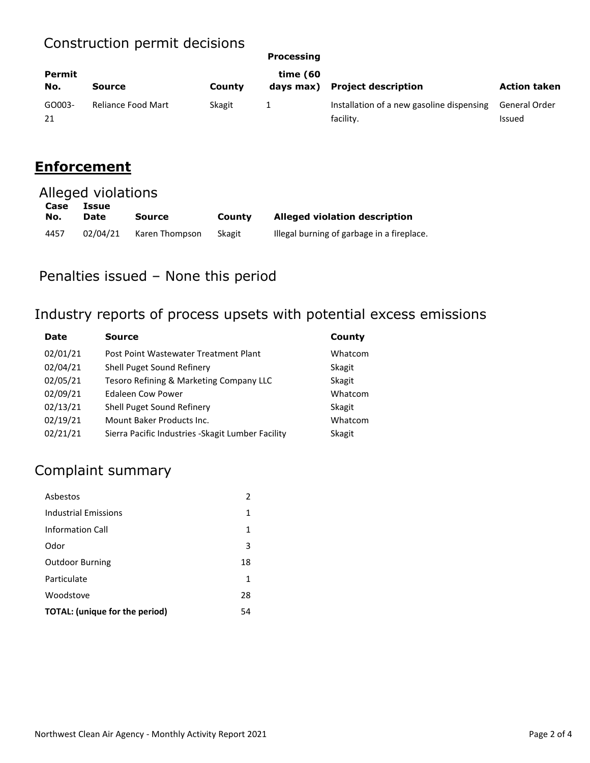## Construction permit decisions

| Permit No. | Source | County | Processing time (60 days max) | Project description | Action taken |
|---|---|---|---|---|---|
| GO003-21 | Reliance Food Mart | Skagit | 1 | Installation of a new gasoline dispensing facility. | General Order Issued |

# Enforcement

## Alleged violations

| Case No. | Issue Date | Source | County | Alleged violation description |
|---|---|---|---|---|
| 4457 | 02/04/21 | Karen Thompson | Skagit | Illegal burning of garbage in a fireplace. |

## Penalties issued – None this period

## Industry reports of process upsets with potential excess emissions

| Date | Source | County |
|---|---|---|
| 02/01/21 | Post Point Wastewater Treatment Plant | Whatcom |
| 02/04/21 | Shell Puget Sound Refinery | Skagit |
| 02/05/21 | Tesoro Refining & Marketing Company LLC | Skagit |
| 02/09/21 | Edaleen Cow Power | Whatcom |
| 02/13/21 | Shell Puget Sound Refinery | Skagit |
| 02/19/21 | Mount Baker Products Inc. | Whatcom |
| 02/21/21 | Sierra Pacific Industries -Skagit Lumber Facility | Skagit |

## Complaint summary

| | |
|---|---|
| Asbestos | 2 |
| Industrial Emissions | 1 |
| Information Call | 1 |
| Odor | 3 |
| Outdoor Burning | 18 |
| Particulate | 1 |
| Woodstove | 28 |
| **TOTAL: (unique for the period)** | 54 |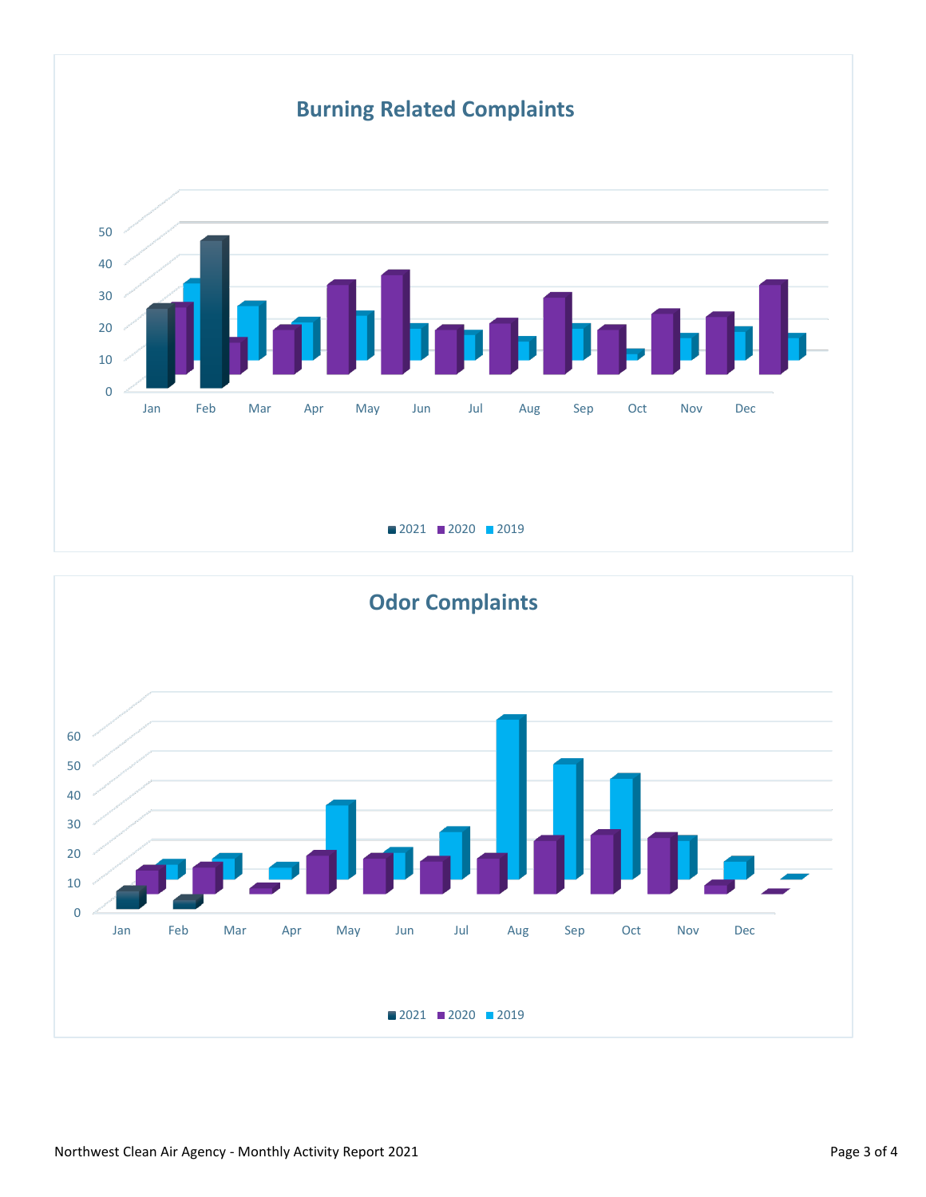## Burning Related Complaints

Y-axis: 0, 10, 20, 30, 40, 50

X-axis: Jan, Feb, Mar, Apr, May, Jun, Jul, Aug, Sep, Oct, Nov, Dec

Legend: 2021, 2020, 2019

## Odor Complaints

Y-axis: 0, 10, 20, 30, 40, 50, 60

X-axis: Jan, Feb, Mar, Apr, May, Jun, Jul, Aug, Sep, Oct, Nov, Dec

Legend: 2021, 2020, 2019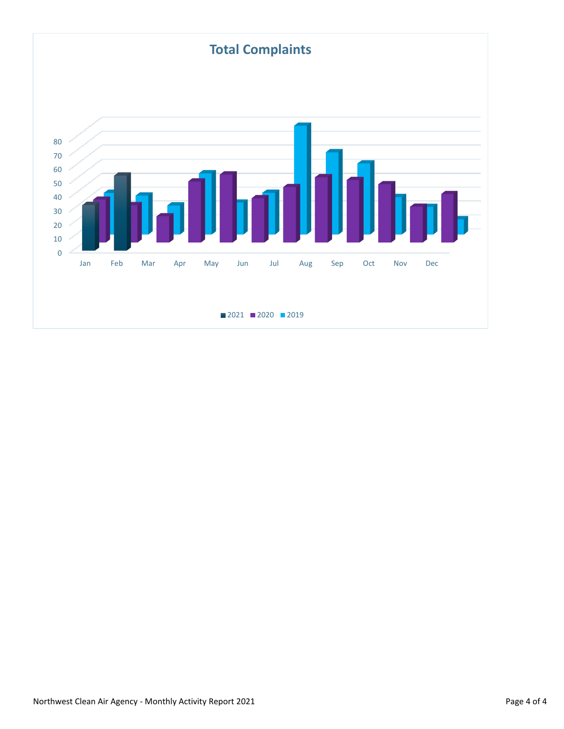# Total Complaints

80
70
60
50
40
30
20
10
0

Jan Feb Mar Apr May Jun Jul Aug Sep Oct Nov Dec

2021 2020 2019